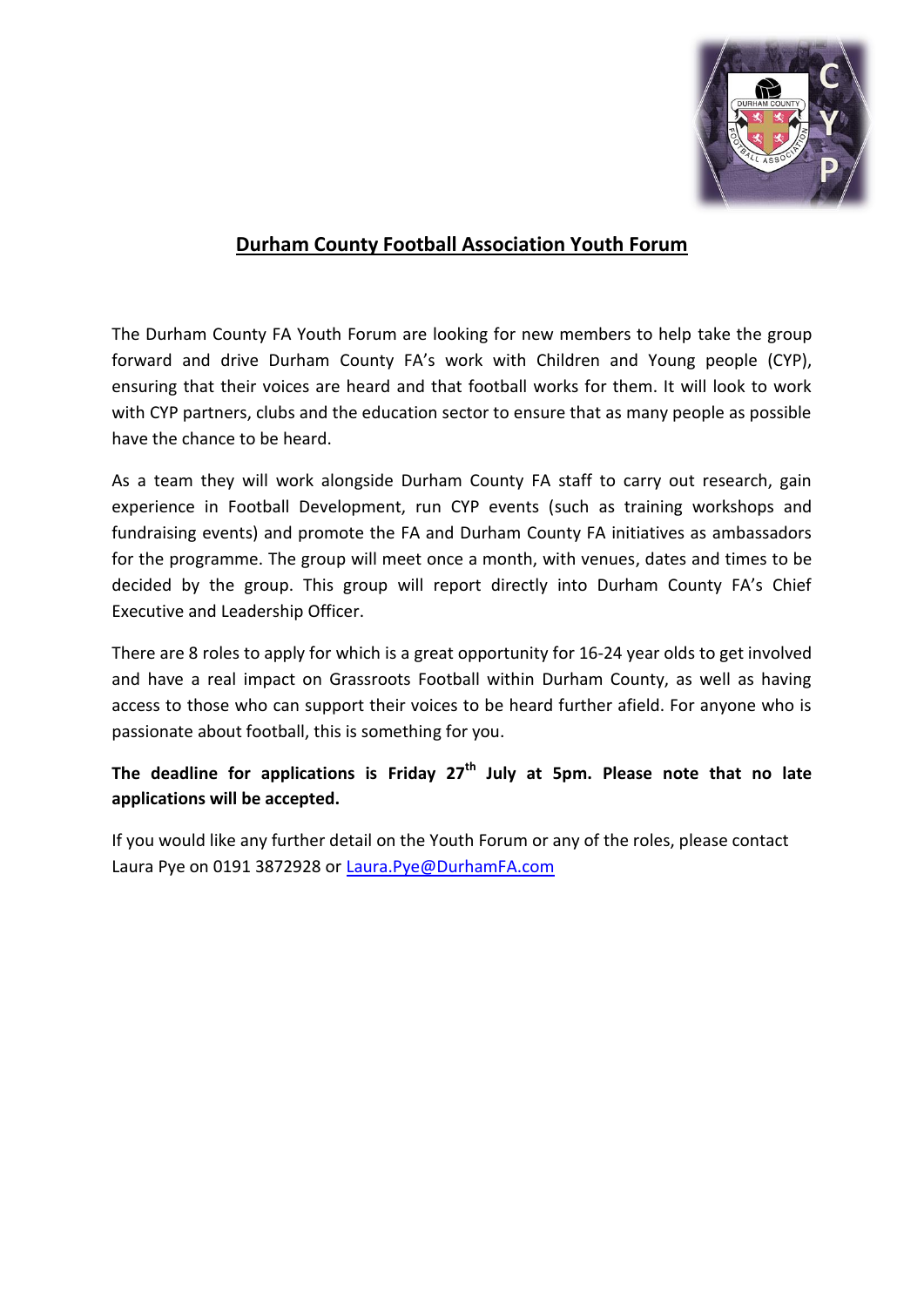# Durham County Football Association Youth Forum

The Durham County FA Youth Forum are looking for new members to help take the group forward and drive Durham County FA's work with Children and Young people (CYP), ensuring that their voices are heard and that football works for them. It will look to work with CYP partners, clubs and the education sector to ensure that as many people as possible have the chance to be heard.

As a team they will work alongside Durham County FA staff to carry out research, gain experience in Football Development, run CYP events (such as training workshops and fundraising events) and promote the FA and Durham County FA initiatives as ambassadors for the programme. The group will meet once a month, with venues, dates and times to be decided by the group. This group will report directly into Durham County FA's Chief Executive and Leadership Officer.

There are 8 roles to apply for which is a great opportunity for 16-24 year olds to get involved and have a real impact on Grassroots Football within Durham County, as well as having access to those who can support their voices to be heard further afield. For anyone who is passionate about football, this is something for you.

**The deadline for applications is Friday 27th July at 5pm. Please note that no late applications will be accepted.**

If you would like any further detail on the Youth Forum or any of the roles, please contact Laura Pye on 0191 3872928 or Laura.Pye@DurhamFA.com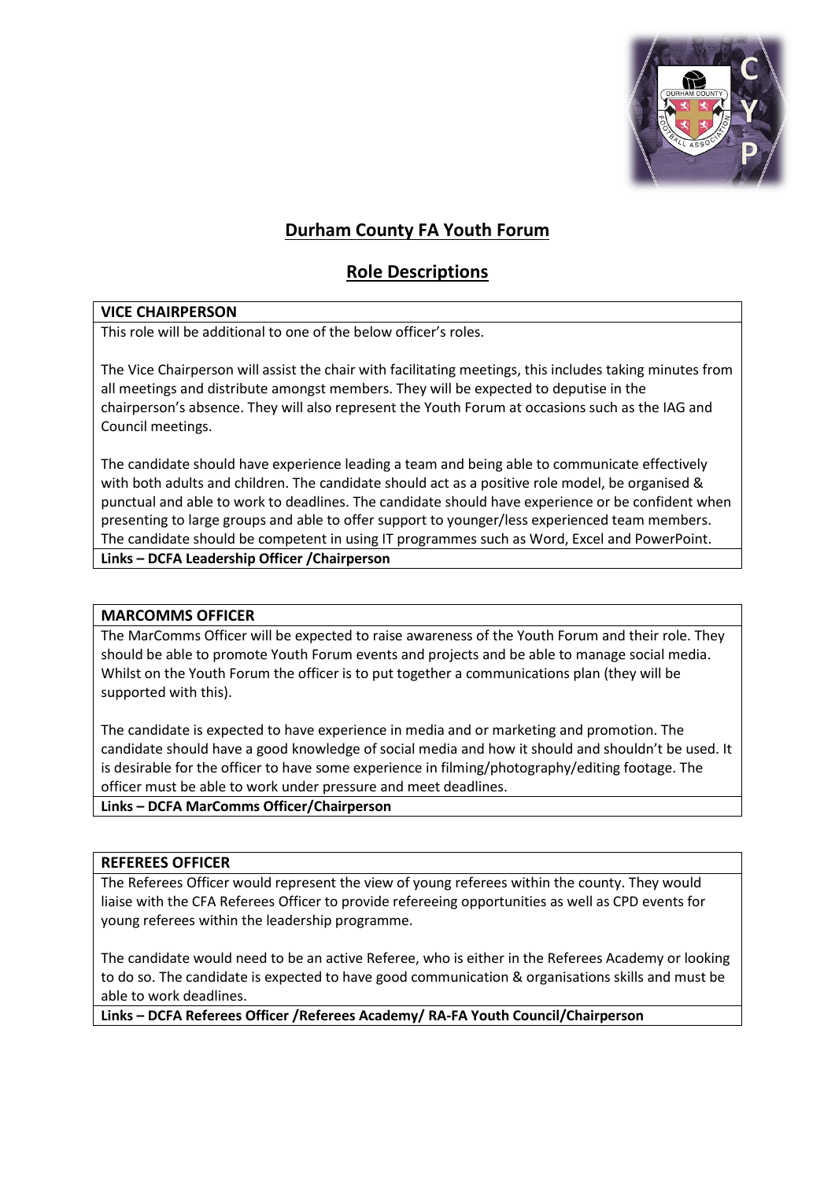# Durham County FA Youth Forum

## Role Descriptions

### VICE CHAIRPERSON

This role will be additional to one of the below officer's roles.

The Vice Chairperson will assist the chair with facilitating meetings, this includes taking minutes from all meetings and distribute amongst members. They will be expected to deputise in the chairperson's absence. They will also represent the Youth Forum at occasions such as the IAG and Council meetings.

The candidate should have experience leading a team and being able to communicate effectively with both adults and children. The candidate should act as a positive role model, be organised & punctual and able to work to deadlines. The candidate should have experience or be confident when presenting to large groups and able to offer support to younger/less experienced team members. The candidate should be competent in using IT programmes such as Word, Excel and PowerPoint.

**Links – DCFA Leadership Officer /Chairperson**

### MARCOMMS OFFICER

The MarComms Officer will be expected to raise awareness of the Youth Forum and their role. They should be able to promote Youth Forum events and projects and be able to manage social media. Whilst on the Youth Forum the officer is to put together a communications plan (they will be supported with this).

The candidate is expected to have experience in media and or marketing and promotion. The candidate should have a good knowledge of social media and how it should and shouldn't be used. It is desirable for the officer to have some experience in filming/photography/editing footage. The officer must be able to work under pressure and meet deadlines.

**Links – DCFA MarComms Officer/Chairperson**

### REFEREES OFFICER

The Referees Officer would represent the view of young referees within the county. They would liaise with the CFA Referees Officer to provide refereeing opportunities as well as CPD events for young referees within the leadership programme.

The candidate would need to be an active Referee, who is either in the Referees Academy or looking to do so. The candidate is expected to have good communication & organisations skills and must be able to work deadlines.

**Links – DCFA Referees Officer /Referees Academy/ RA-FA Youth Council/Chairperson**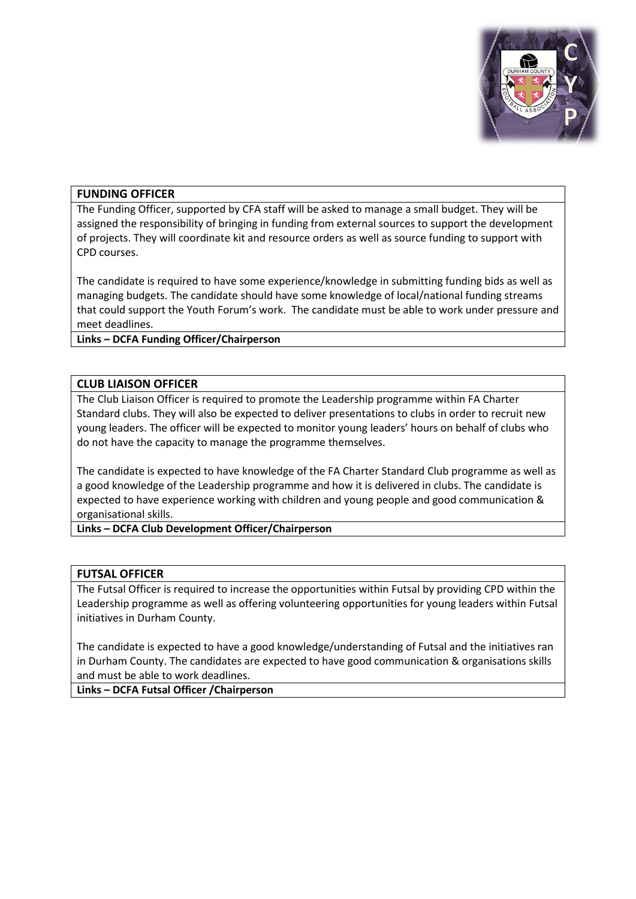## FUNDING OFFICER

The Funding Officer, supported by CFA staff will be asked to manage a small budget. They will be assigned the responsibility of bringing in funding from external sources to support the development of projects. They will coordinate kit and resource orders as well as source funding to support with CPD courses.

The candidate is required to have some experience/knowledge in submitting funding bids as well as managing budgets. The candidate should have some knowledge of local/national funding streams that could support the Youth Forum's work. The candidate must be able to work under pressure and meet deadlines.

**Links – DCFA Funding Officer/Chairperson**

## CLUB LIAISON OFFICER

The Club Liaison Officer is required to promote the Leadership programme within FA Charter Standard clubs. They will also be expected to deliver presentations to clubs in order to recruit new young leaders. The officer will be expected to monitor young leaders' hours on behalf of clubs who do not have the capacity to manage the programme themselves.

The candidate is expected to have knowledge of the FA Charter Standard Club programme as well as a good knowledge of the Leadership programme and how it is delivered in clubs. The candidate is expected to have experience working with children and young people and good communication & organisational skills.

**Links – DCFA Club Development Officer/Chairperson**

## FUTSAL OFFICER

The Futsal Officer is required to increase the opportunities within Futsal by providing CPD within the Leadership programme as well as offering volunteering opportunities for young leaders within Futsal initiatives in Durham County.

The candidate is expected to have a good knowledge/understanding of Futsal and the initiatives ran in Durham County. The candidates are expected to have good communication & organisations skills and must be able to work deadlines.

**Links – DCFA Futsal Officer /Chairperson**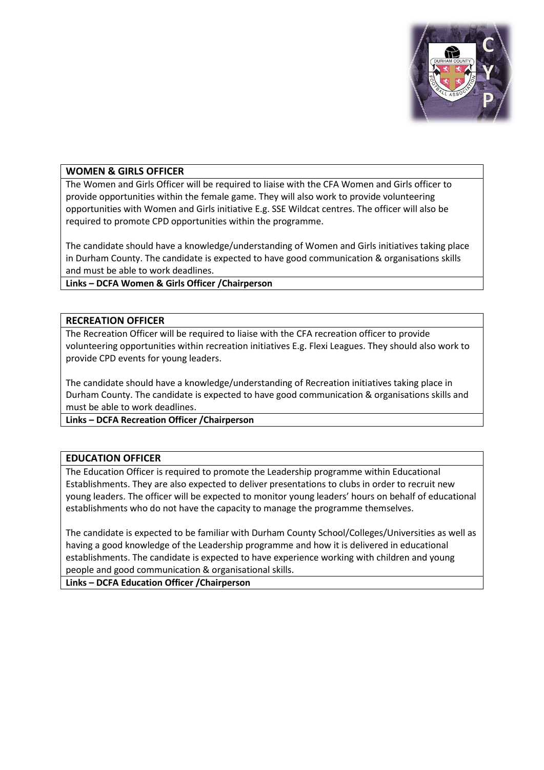## WOMEN & GIRLS OFFICER

The Women and Girls Officer will be required to liaise with the CFA Women and Girls officer to provide opportunities within the female game. They will also work to provide volunteering opportunities with Women and Girls initiative E.g. SSE Wildcat centres. The officer will also be required to promote CPD opportunities within the programme.

The candidate should have a knowledge/understanding of Women and Girls initiatives taking place in Durham County. The candidate is expected to have good communication & organisations skills and must be able to work deadlines.

**Links – DCFA Women & Girls Officer /Chairperson**

## RECREATION OFFICER

The Recreation Officer will be required to liaise with the CFA recreation officer to provide volunteering opportunities within recreation initiatives E.g. Flexi Leagues. They should also work to provide CPD events for young leaders.

The candidate should have a knowledge/understanding of Recreation initiatives taking place in Durham County. The candidate is expected to have good communication & organisations skills and must be able to work deadlines.

**Links – DCFA Recreation Officer /Chairperson**

## EDUCATION OFFICER

The Education Officer is required to promote the Leadership programme within Educational Establishments. They are also expected to deliver presentations to clubs in order to recruit new young leaders. The officer will be expected to monitor young leaders' hours on behalf of educational establishments who do not have the capacity to manage the programme themselves.

The candidate is expected to be familiar with Durham County School/Colleges/Universities as well as having a good knowledge of the Leadership programme and how it is delivered in educational establishments. The candidate is expected to have experience working with children and young people and good communication & organisational skills.

**Links – DCFA Education Officer /Chairperson**